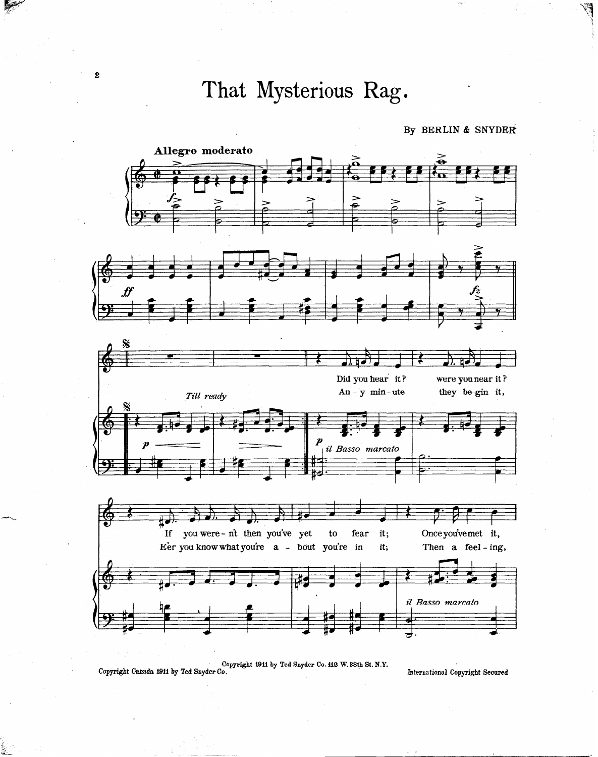# That Mysterious Rag.

By BERLIN & SNYDER

Allegro moderato

Till ready

il Basso marcato

Did you hear it? were you near it?
If you were-n't then you've yet to fear it;
Once you've met it,

An-y min-ute they be-gin it,
E'er you know what you're a-bout you're in it;
Then a feel-ing,

Copyright 1911 by Ted Snyder Co. 112 W. 38th St. N.Y.
Copyright Canada 1911 by Ted Snyder Co.
International Copyright Secured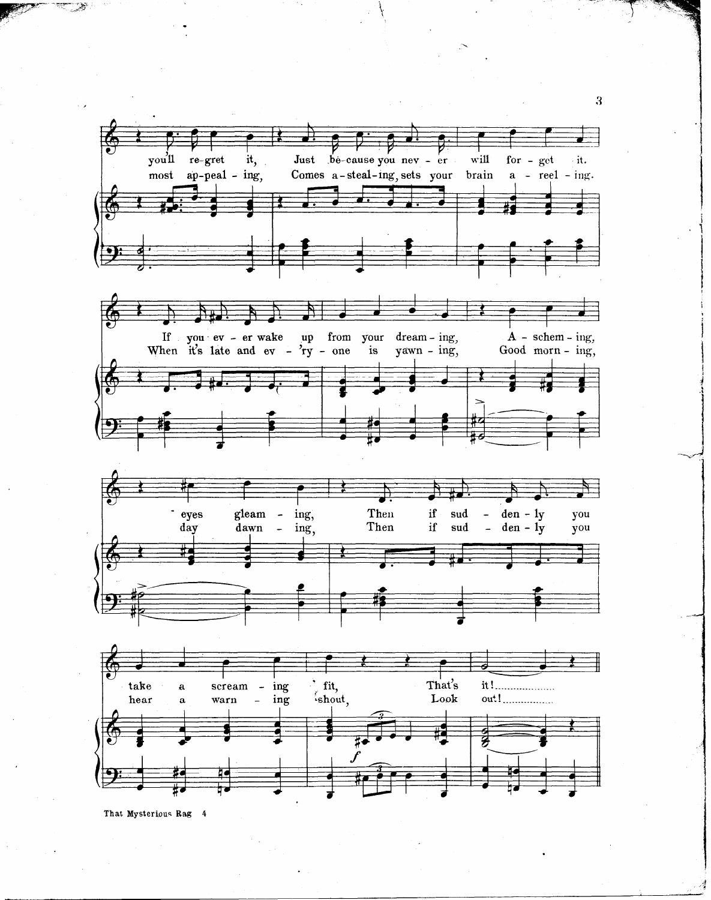you'll re-gret it, Just be-cause you nev - er will for - get it.
most ap-peal - ing, Comes a-steal-ing, sets your brain a - reel - ing.

If you ev - er wake up from your dream - ing, A - schem - ing, eyes gleam - ing,
When it's late and ev - 'ry - one is yawn - ing, Good morn - ing, day dawn - ing,

Then if sud - den - ly you take a scream - ing fit, That's it!
Then if sud - den - ly you hear a warn - ing shout, Look out!

That Mysterious Rag 4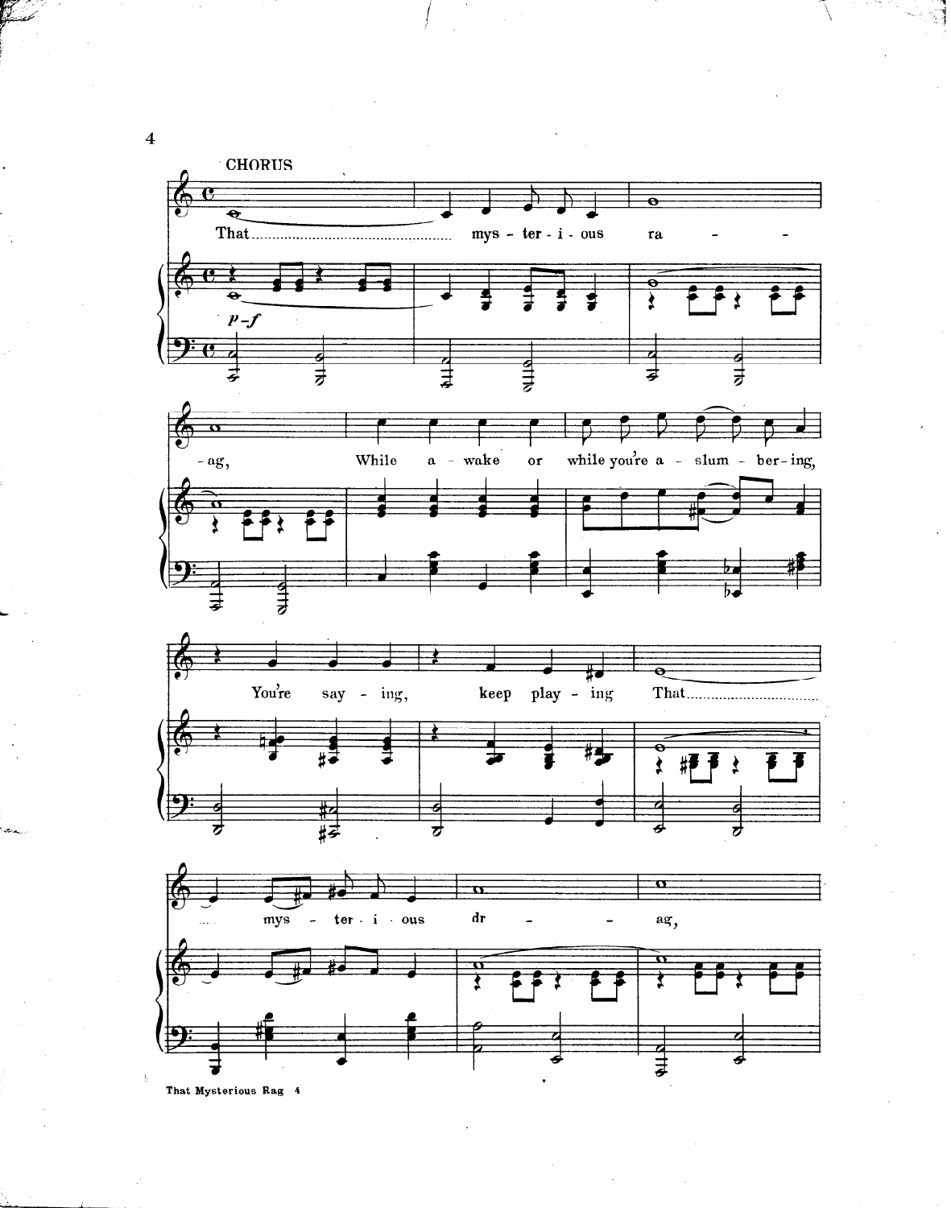CHORUS

That................................................ mys - ter - i - ous ra - - - ag, While a - wake or while you're a - slum - ber - ing, You're say - ing, keep play - ing That.............................. mys - ter - i - ous dr - - ag,

*p-f*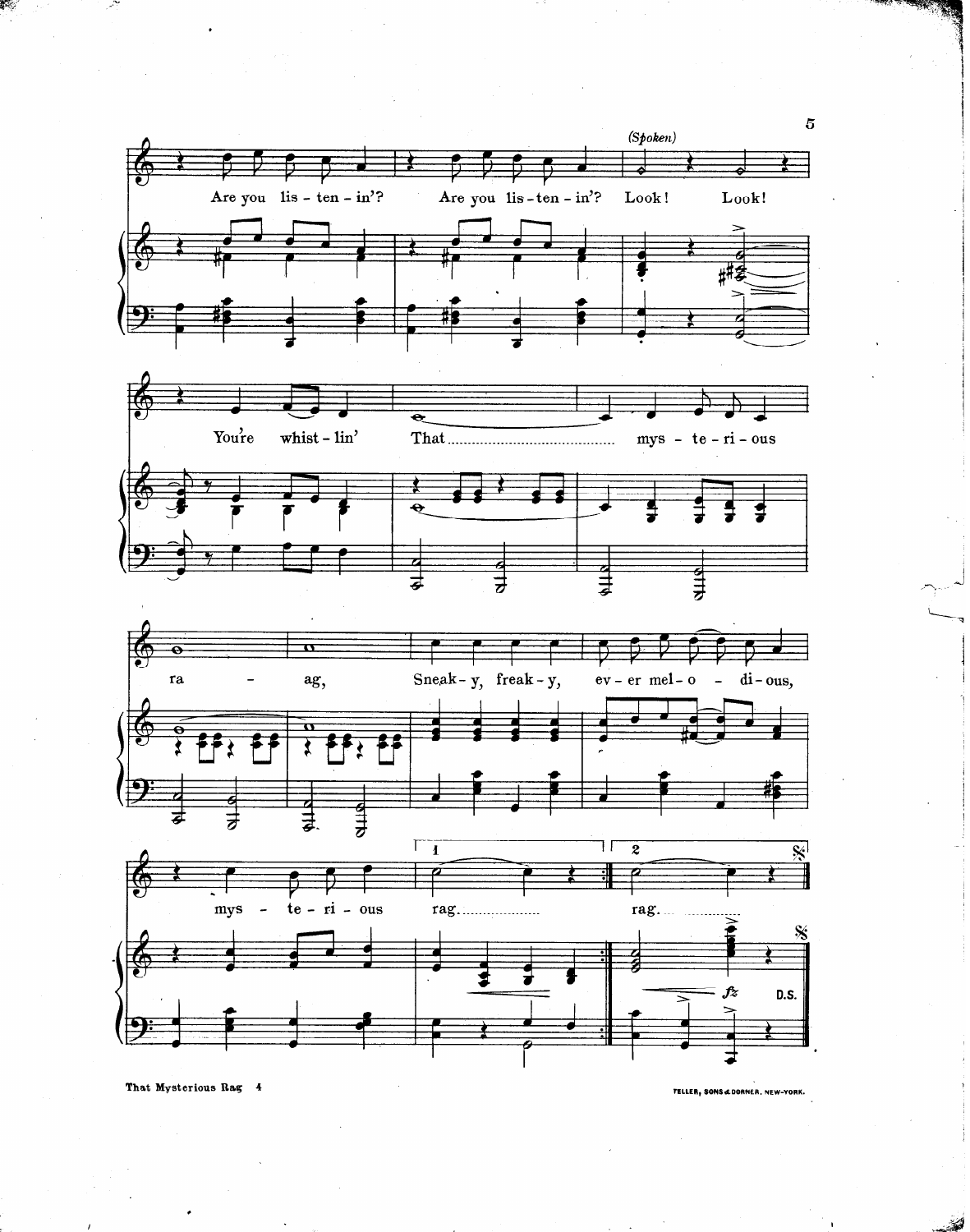(Spoken)

Are you lis - ten - in'? Are you lis - ten - in'? Look! Look!

You're whist - lin' That........................................ mys - te - ri - ous

ra - ag, Sneak - y, freak - y, ev - er mel - o - di - ous,

mys - te - ri - ous rag.................. rag..................

D.S.